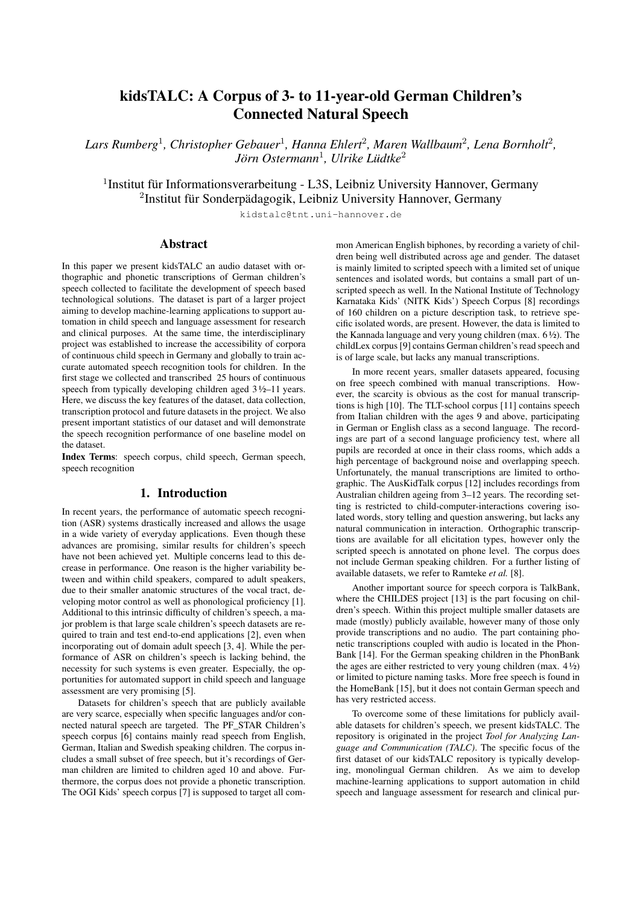# kidsTALC: A Corpus of 3- to 11-year-old German Children's Connected Natural Speech

*Lars Rumberg*[1], *Christopher Gebauer*[1], *Hanna Ehlert*[2], *Maren Wallbaum*[2], *Lena Bornholt*[2], *Jörn Ostermann*[1], *Ulrike Lüdtke*[2]

[1]Institut für Informationsverarbeitung - L3S, Leibniz University Hannover, Germany
[2]Institut für Sonderpädagogik, Leibniz University Hannover, Germany

kidstalc@tnt.uni-hannover.de

## Abstract

In this paper we present kidsTALC an audio dataset with orthographic and phonetic transcriptions of German children's speech collected to facilitate the development of speech based technological solutions. The dataset is part of a larger project aiming to develop machine-learning applications to support automation in child speech and language assessment for research and clinical purposes. At the same time, the interdisciplinary project was established to increase the accessibility of corpora of continuous child speech in Germany and globally to train accurate automated speech recognition tools for children. In the first stage we collected and transcribed 25 hours of continuous speech from typically developing children aged 3½–11 years. Here, we discuss the key features of the dataset, data collection, transcription protocol and future datasets in the project. We also present important statistics of our dataset and will demonstrate the speech recognition performance of one baseline model on the dataset.

**Index Terms**: speech corpus, child speech, German speech, speech recognition

## 1. Introduction

In recent years, the performance of automatic speech recognition (ASR) systems drastically increased and allows the usage in a wide variety of everyday applications. Even though these advances are promising, similar results for children's speech have not been achieved yet. Multiple concerns lead to this decrease in performance. One reason is the higher variability between and within child speakers, compared to adult speakers, due to their smaller anatomic structures of the vocal tract, developing motor control as well as phonological proficiency [1]. Additional to this intrinsic difficulty of children's speech, a major problem is that large scale children's speech datasets are required to train and test end-to-end applications [2], even when incorporating out of domain adult speech [3, 4]. While the performance of ASR on children's speech is lacking behind, the necessity for such systems is even greater. Especially, the opportunities for automated support in child speech and language assessment are very promising [5].

Datasets for children's speech that are publicly available are very scarce, especially when specific languages and/or connected natural speech are targeted. The PF_STAR Children's speech corpus [6] contains mainly read speech from English, German, Italian and Swedish speaking children. The corpus includes a small subset of free speech, but it's recordings of German children are limited to children aged 10 and above. Furthermore, the corpus does not provide a phonetic transcription. The OGI Kids' speech corpus [7] is supposed to target all common American English biphones, by recording a variety of children being well distributed across age and gender. The dataset is mainly limited to scripted speech with a limited set of unique sentences and isolated words, but contains a small part of unscripted speech as well. In the National Institute of Technology Karnataka Kids' (NITK Kids') Speech Corpus [8] recordings of 160 children on a picture description task, to retrieve specific isolated words, are present. However, the data is limited to the Kannada language and very young children (max. 6½). The childLex corpus [9] contains German children's read speech and is of large scale, but lacks any manual transcriptions.

In more recent years, smaller datasets appeared, focusing on free speech combined with manual transcriptions. However, the scarcity is obvious as the cost for manual transcriptions is high [10]. The TLT-school corpus [11] contains speech from Italian children with the ages 9 and above, participating in German or English class as a second language. The recordings are part of a second language proficiency test, where all pupils are recorded at once in their class rooms, which adds a high percentage of background noise and overlapping speech. Unfortunately, the manual transcriptions are limited to orthographic. The AusKidTalk corpus [12] includes recordings from Australian children ageing from 3–12 years. The recording setting is restricted to child-computer-interactions covering isolated words, story telling and question answering, but lacks any natural communication in interaction. Orthographic transcriptions are available for all elicitation types, however only the scripted speech is annotated on phone level. The corpus does not include German speaking children. For a further listing of available datasets, we refer to Ramteke *et al.* [8].

Another important source for speech corpora is TalkBank, where the CHILDES project [13] is the part focusing on children's speech. Within this project multiple smaller datasets are made (mostly) publicly available, however many of those only provide transcriptions and no audio. The part containing phonetic transcriptions coupled with audio is located in the PhonBank [14]. For the German speaking children in the PhonBank the ages are either restricted to very young children (max. 4½) or limited to picture naming tasks. More free speech is found in the HomeBank [15], but it does not contain German speech and has very restricted access.

To overcome some of these limitations for publicly available datasets for children's speech, we present kidsTALC. The repository is originated in the project *Tool for Analyzing Language and Communication (TALC)*. The specific focus of the first dataset of our kidsTALC repository is typically developing, monolingual German children. As we aim to develop machine-learning applications to support automation in child speech and language assessment for research and clinical pur-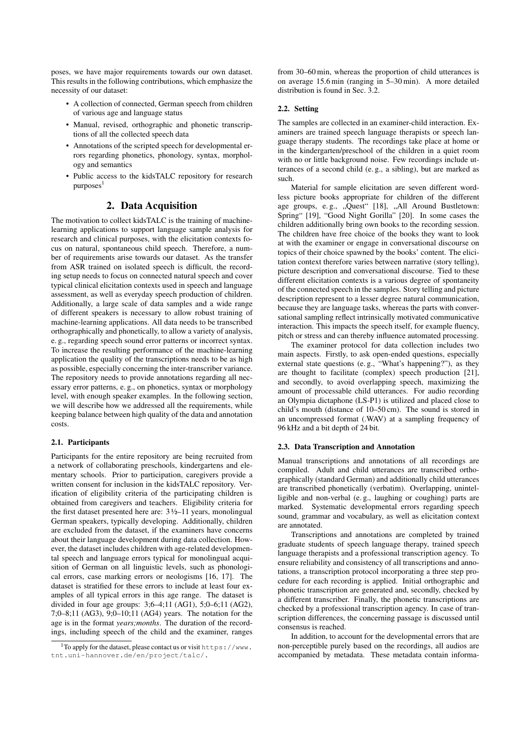poses, we have major requirements towards our own dataset. This results in the following contributions, which emphasize the necessity of our dataset:

- A collection of connected, German speech from children of various age and language status
- Manual, revised, orthographic and phonetic transcriptions of all the collected speech data
- Annotations of the scripted speech for developmental errors regarding phonetics, phonology, syntax, morphology and semantics
- Public access to the kidsTALC repository for research purposes[1]

## 2. Data Acquisition

The motivation to collect kidsTALC is the training of machine-learning applications to support language sample analysis for research and clinical purposes, with the elicitation contexts focus on natural, spontaneous child speech. Therefore, a number of requirements arise towards our dataset. As the transfer from ASR trained on isolated speech is difficult, the recording setup needs to focus on connected natural speech and cover typical clinical elicitation contexts used in speech and language assessment, as well as everyday speech production of children. Additionally, a large scale of data samples and a wide range of different speakers is necessary to allow robust training of machine-learning applications. All data needs to be transcribed orthographically and phonetically, to allow a variety of analysis, e. g., regarding speech sound error patterns or incorrect syntax. To increase the resulting performance of the machine-learning application the quality of the transcriptions needs to be as high as possible, especially concerning the inter-transcriber variance. The repository needs to provide annotations regarding all necessary error patterns, e. g., on phonetics, syntax or morphology level, with enough speaker examples. In the following section, we will describe how we addressed all the requirements, while keeping balance between high quality of the data and annotation costs.

### 2.1. Participants

Participants for the entire repository are being recruited from a network of collaborating preschools, kindergartens and elementary schools. Prior to participation, caregivers provide a written consent for inclusion in the kidsTALC repository. Verification of eligibility criteria of the participating children is obtained from caregivers and teachers. Eligibility criteria for the first dataset presented here are: 3½–11 years, monolingual German speakers, typically developing. Additionally, children are excluded from the dataset, if the examiners have concerns about their language development during data collection. However, the dataset includes children with age-related developmental speech and language errors typical for monolingual acquisition of German on all linguistic levels, such as phonological errors, case marking errors or neologisms [16, 17]. The dataset is stratified for these errors to include at least four examples of all typical errors in this age range. The dataset is divided in four age groups: 3;6–4;11 (AG1), 5;0–6;11 (AG2), 7;0–8;11 (AG3), 9;0–10;11 (AG4) years. The notation for the age is in the format *years;months*. The duration of the recordings, including speech of the child and the examiner, ranges from 30–60 min, whereas the proportion of child utterances is on average 15.6 min (ranging in 5–30 min). A more detailed distribution is found in Sec. 3.2.

### 2.2. Setting

The samples are collected in an examiner-child interaction. Examiners are trained speech language therapists or speech language therapy students. The recordings take place at home or in the kindergarten/preschool of the children in a quiet room with no or little background noise. Few recordings include utterances of a second child (e. g., a sibling), but are marked as such.

Material for sample elicitation are seven different wordless picture books appropriate for children of the different age groups, e. g., „Quest“ [18], „All Around Bustletown: Spring“ [19], “Good Night Gorilla” [20]. In some cases the children additionally bring own books to the recording session. The children have free choice of the books they want to look at with the examiner or engage in conversational discourse on topics of their choice spawned by the books' content. The elicitation context therefore varies between narrative (story telling), picture description and conversational discourse. Tied to these different elicitation contexts is a various degree of spontaneity of the connected speech in the samples. Story telling and picture description represent to a lesser degree natural communication, because they are language tasks, whereas the parts with conversational sampling reflect intrinsically motivated communicative interaction. This impacts the speech itself, for example fluency, pitch or stress and can thereby influence automated processing.

The examiner protocol for data collection includes two main aspects. Firstly, to ask open-ended questions, especially external state questions (e. g., “What's happening?”), as they are thought to facilitate (complex) speech production [21], and secondly, to avoid overlapping speech, maximizing the amount of processable child utterances. For audio recording an Olympia dictaphone (LS-P1) is utilized and placed close to child's mouth (distance of 10–50 cm). The sound is stored in an uncompressed format (.WAV) at a sampling frequency of 96 kHz and a bit depth of 24 bit.

### 2.3. Data Transcription and Annotation

Manual transcriptions and annotations of all recordings are compiled. Adult and child utterances are transcribed orthographically (standard German) and additionally child utterances are transcribed phonetically (verbatim). Overlapping, unintelligible and non-verbal (e. g., laughing or coughing) parts are marked. Systematic developmental errors regarding speech sound, grammar and vocabulary, as well as elicitation context are annotated.

Transcriptions and annotations are completed by trained graduate students of speech language therapy, trained speech language therapists and a professional transcription agency. To ensure reliability and consistency of all transcriptions and annotations, a transcription protocol incorporating a three step procedure for each recording is applied. Initial orthographic and phonetic transcription are generated and, secondly, checked by a different transcriber. Finally, the phonetic transcriptions are checked by a professional transcription agency. In case of transcription differences, the concerning passage is discussed until consensus is reached.

In addition, to account for the developmental errors that are non-perceptible purely based on the recordings, all audios are accompanied by metadata. These metadata contain informa-

[1] To apply for the dataset, please contact us or visit https://www.tnt.uni-hannover.de/en/project/talc/.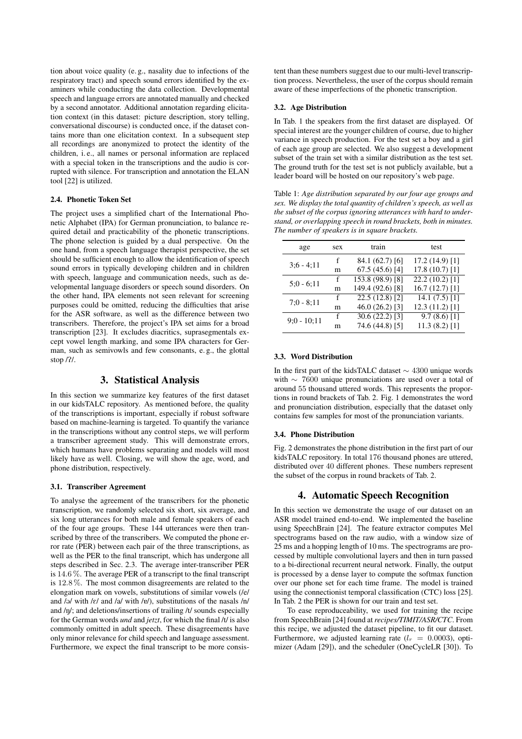tion about voice quality (e. g., nasality due to infections of the respiratory tract) and speech sound errors identified by the examiners while conducting the data collection. Developmental speech and language errors are annotated manually and checked by a second annotator. Additional annotation regarding elicitation context (in this dataset: picture description, story telling, conversational discourse) is conducted once, if the dataset contains more than one elicitation context. In a subsequent step all recordings are anonymized to protect the identity of the children, i. e., all names or personal information are replaced with a special token in the transcriptions and the audio is corrupted with silence. For transcription and annotation the ELAN tool [22] is utilized.

### 2.4. Phonetic Token Set

The project uses a simplified chart of the International Phonetic Alphabet (IPA) for German pronunciation, to balance required detail and practicability of the phonetic transcriptions. The phone selection is guided by a dual perspective. On the one hand, from a speech language therapist perspective, the set should be sufficient enough to allow the identification of speech sound errors in typically developing children and in children with speech, language and communication needs, such as developmental language disorders or speech sound disorders. On the other hand, IPA elements not seen relevant for screening purposes could be omitted, reducing the difficulties that arise for the ASR software, as well as the difference between two transcribers. Therefore, the project's IPA set aims for a broad transcription [23]. It excludes diacritics, suprasegmentals except vowel length marking, and some IPA characters for German, such as semivowls and few consonants, e. g., the glottal stop /ʔ/.

## 3. Statistical Analysis

In this section we summarize key features of the first dataset in our kidsTALC repository. As mentioned before, the quality of the transcriptions is important, especially if robust software based on machine-learning is targeted. To quantify the variance in the transcriptions without any control steps, we will perform a transcriber agreement study. This will demonstrate errors, which humans have problems separating and models will most likely have as well. Closing, we will show the age, word, and phone distribution, respectively.

### 3.1. Transcriber Agreement

To analyse the agreement of the transcribers for the phonetic transcription, we randomly selected six short, six average, and six long utterances for both male and female speakers of each of the four age groups. These 144 utterances were then transcribed by three of the transcribers. We computed the phone error rate (PER) between each pair of the three transcriptions, as well as the PER to the final transcript, which has undergone all steps described in Sec. 2.3. The average inter-transcriber PER is $14.6\,\%$. The average PER of a transcript to the final transcript is $12.8\,\%$. The most common disagreements are related to the elongation mark on vowels, substitutions of similar vowels (/e/ and /ɔ/ with /ɛ/ and /a/ with /ɐ/), substitutions of the nasals /n/ and /ŋ/; and deletions/insertions of trailing /t/ sounds especially for the German words *und* and *jetzt*, for which the final /t/ is also commonly omitted in adult speech. These disagreements have only minor relevance for child speech and language assessment. Furthermore, we expect the final transcript to be more consistent than these numbers suggest due to our multi-level transcription process. Nevertheless, the user of the corpus should remain aware of these imperfections of the phonetic transcription.

### 3.2. Age Distribution

In Tab. 1 the speakers from the first dataset are displayed. Of special interest are the younger children of course, due to higher variance in speech production. For the test set a boy and a girl of each age group are selected. We also suggest a development subset of the train set with a similar distribution as the test set. The ground truth for the test set is not publicly available, but a leader board will be hosted on our repository's web page.

Table 1: *Age distribution separated by our four age groups and sex. We display the total quantity of children's speech, as well as the subset of the corpus ignoring utterances with hard to understand, or overlapping speech in round brackets, both in minutes. The number of speakers is in square brackets.*

| age | sex | train | test |
|---|---|---|---|
| 3;6 - 4;11 | f | 84.1 (62.7) [6] | 17.2 (14.9) [1] |
| | m | 67.5 (45.6) [4] | 17.8 (10.7) [1] |
| 5;0 - 6;11 | f | 153.8 (98.9) [8] | 22.2 (10.2) [1] |
| | m | 149.4 (92.6) [8] | 16.7 (12.7) [1] |
| 7;0 - 8;11 | f | 22.5 (12.8) [2] | 14.1 (7.5) [1] |
| | m | 46.0 (26.2) [3] | 12.3 (11.2) [1] |
| 9;0 - 10;11 | f | 30.6 (22.2) [3] | 9.7 (8.6) [1] |
| | m | 74.6 (44.8) [5] | 11.3 (8.2) [1] |

### 3.3. Word Distribution

In the first part of the kidsTALC dataset $\sim 4300$ unique words with $\sim 7600$ unique pronunciations are used over a total of around 55 thousand uttered words. This represents the proportions in round brackets of Tab. 2. Fig. 1 demonstrates the word and pronunciation distribution, especially that the dataset only contains few samples for most of the pronunciation variants.

### 3.4. Phone Distribution

Fig. 2 demonstrates the phone distribution in the first part of our kidsTALC repository. In total 176 thousand phones are uttered, distributed over 40 different phones. These numbers represent the subset of the corpus in round brackets of Tab. 2.

## 4. Automatic Speech Recognition

In this section we demonstrate the usage of our dataset on an ASR model trained end-to-end. We implemented the baseline using SpeechBrain [24]. The feature extractor computes Mel spectrograms based on the raw audio, with a window size of 25 ms and a hopping length of 10 ms. The spectrograms are processed by multiple convolutional layers and then in turn passed to a bi-directional recurrent neural network. Finally, the output is processed by a dense layer to compute the softmax function over our phone set for each time frame. The model is trained using the connectionist temporal classification (CTC) loss [25]. In Tab. 2 the PER is shown for our train and test set.

To ease reproduceability, we used for training the recipe from SpeechBrain [24] found at *recipes/TIMIT/ASR/CTC*. From this recipe, we adjusted the dataset pipeline, to fit our dataset. Furthermore, we adjusted learning rate ($l_r = 0.0003$), optimizer (Adam [29]), and the scheduler (OneCycleLR [30]). To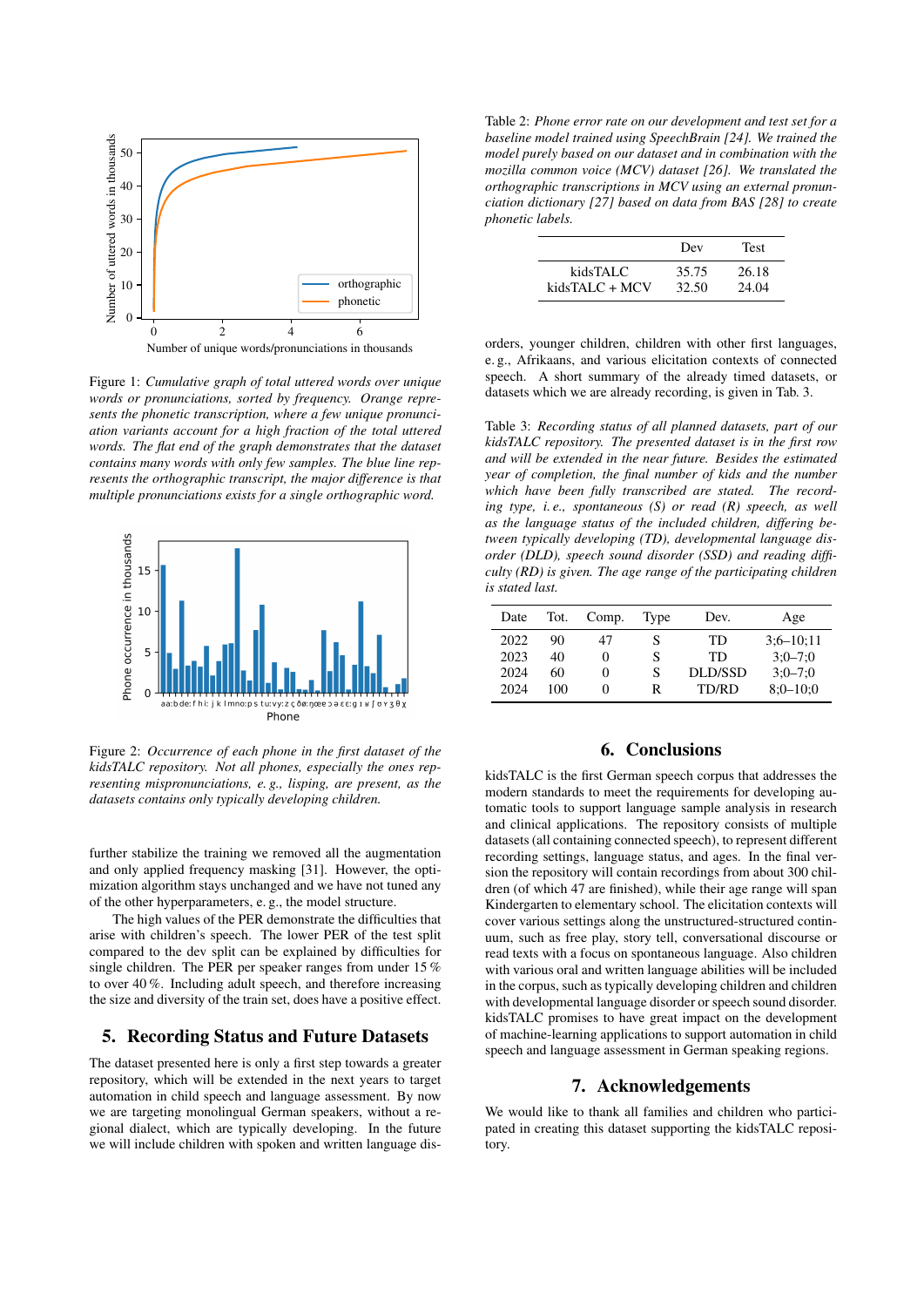Figure 1: *Cumulative graph of total uttered words over unique words or pronunciations, sorted by frequency. Orange represents the phonetic transcription, where a few unique pronunciation variants account for a high fraction of the total uttered words. The flat end of the graph demonstrates that the dataset contains many words with only few samples. The blue line represents the orthographic transcript, the major difference is that multiple pronunciations exists for a single orthographic word.*

Figure 2: *Occurrence of each phone in the first dataset of the kidsTALC repository. Not all phones, especially the ones representing mispronunciations, e. g., lisping, are present, as the datasets contains only typically developing children.*

further stabilize the training we removed all the augmentation and only applied frequency masking [31]. However, the optimization algorithm stays unchanged and we have not tuned any of the other hyperparameters, e. g., the model structure.

The high values of the PER demonstrate the difficulties that arise with children's speech. The lower PER of the test split compared to the dev split can be explained by difficulties for single children. The PER per speaker ranges from under 15 % to over 40 %. Including adult speech, and therefore increasing the size and diversity of the train set, does have a positive effect.

## 5. Recording Status and Future Datasets

The dataset presented here is only a first step towards a greater repository, which will be extended in the next years to target automation in child speech and language assessment. By now we are targeting monolingual German speakers, without a regional dialect, which are typically developing. In the future we will include children with spoken and written language disorders, younger children, children with other first languages, e. g., Afrikaans, and various elicitation contexts of connected speech. A short summary of the already timed datasets, or datasets which we are already recording, is given in Tab. 3.

Table 2: *Phone error rate on our development and test set for a baseline model trained using SpeechBrain [24]. We trained the model purely based on our dataset and in combination with the mozilla common voice (MCV) dataset [26]. We translated the orthographic transcriptions in MCV using an external pronunciation dictionary [27] based on data from BAS [28] to create phonetic labels.*

| | Dev | Test |
|---|---|---|
| kidsTALC | 35.75 | 26.18 |
| kidsTALC + MCV | 32.50 | 24.04 |

Table 3: *Recording status of all planned datasets, part of our kidsTALC repository. The presented dataset is in the first row and will be extended in the near future. Besides the estimated year of completion, the final number of kids and the number which have been fully transcribed are stated. The recording type, i. e., spontaneous (S) or read (R) speech, as well as the language status of the included children, differing between typically developing (TD), developmental language disorder (DLD), speech sound disorder (SSD) and reading difficulty (RD) is given. The age range of the participating children is stated last.*

| Date | Tot. | Comp. | Type | Dev. | Age |
|---|---|---|---|---|---|
| 2022 | 90 | 47 | S | TD | 3;6–10;11 |
| 2023 | 40 | 0 | S | TD | 3;0–7;0 |
| 2024 | 60 | 0 | S | DLD/SSD | 3;0–7;0 |
| 2024 | 100 | 0 | R | TD/RD | 8;0–10;0 |

## 6. Conclusions

kidsTALC is the first German speech corpus that addresses the modern standards to meet the requirements for developing automatic tools to support language sample analysis in research and clinical applications. The repository consists of multiple datasets (all containing connected speech), to represent different recording settings, language status, and ages. In the final version the repository will contain recordings from about 300 children (of which 47 are finished), while their age range will span Kindergarten to elementary school. The elicitation contexts will cover various settings along the unstructured-structured continuum, such as free play, story tell, conversational discourse or read texts with a focus on spontaneous language. Also children with various oral and written language abilities will be included in the corpus, such as typically developing children and children with developmental language disorder or speech sound disorder. kidsTALC promises to have great impact on the development of machine-learning applications to support automation in child speech and language assessment in German speaking regions.

## 7. Acknowledgements

We would like to thank all families and children who participated in creating this dataset supporting the kidsTALC repository.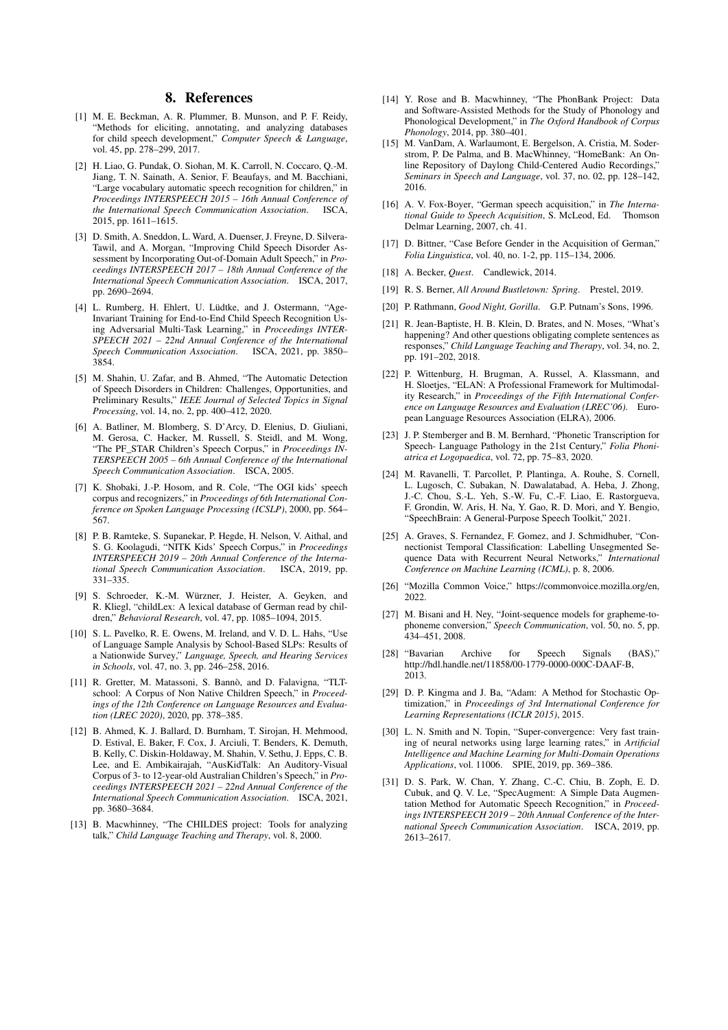## 8. References

[1] M. E. Beckman, A. R. Plummer, B. Munson, and P. F. Reidy, "Methods for eliciting, annotating, and analyzing databases for child speech development," *Computer Speech & Language*, vol. 45, pp. 278–299, 2017.

[2] H. Liao, G. Pundak, O. Siohan, M. K. Carroll, N. Coccaro, Q.-M. Jiang, T. N. Sainath, A. Senior, F. Beaufays, and M. Bacchiani, "Large vocabulary automatic speech recognition for children," in *Proceedings INTERSPEECH 2015 – 16th Annual Conference of the International Speech Communication Association*. ISCA, 2015, pp. 1611–1615.

[3] D. Smith, A. Sneddon, L. Ward, A. Duenser, J. Freyne, D. Silvera-Tawil, and A. Morgan, "Improving Child Speech Disorder Assessment by Incorporating Out-of-Domain Adult Speech," in *Proceedings INTERSPEECH 2017 – 18th Annual Conference of the International Speech Communication Association*. ISCA, 2017, pp. 2690–2694.

[4] L. Rumberg, H. Ehlert, U. Lüdtke, and J. Ostermann, "Age-Invariant Training for End-to-End Child Speech Recognition Using Adversarial Multi-Task Learning," in *Proceedings INTERSPEECH 2021 – 22nd Annual Conference of the International Speech Communication Association*. ISCA, 2021, pp. 3850–3854.

[5] M. Shahin, U. Zafar, and B. Ahmed, "The Automatic Detection of Speech Disorders in Children: Challenges, Opportunities, and Preliminary Results," *IEEE Journal of Selected Topics in Signal Processing*, vol. 14, no. 2, pp. 400–412, 2020.

[6] A. Batliner, M. Blomberg, S. D'Arcy, D. Elenius, D. Giuliani, M. Gerosa, C. Hacker, M. Russell, S. Steidl, and M. Wong, "The PF_STAR Children's Speech Corpus," in *Proceedings INTERSPEECH 2005 – 6th Annual Conference of the International Speech Communication Association*. ISCA, 2005.

[7] K. Shobaki, J.-P. Hosom, and R. Cole, "The OGI kids' speech corpus and recognizers," in *Proceedings of 6th International Conference on Spoken Language Processing (ICSLP)*, 2000, pp. 564–567.

[8] P. B. Ramteke, S. Supanekar, P. Hegde, H. Nelson, V. Aithal, and S. G. Koolagudi, "NITK Kids' Speech Corpus," in *Proceedings INTERSPEECH 2019 – 20th Annual Conference of the International Speech Communication Association*. ISCA, 2019, pp. 331–335.

[9] S. Schroeder, K.-M. Würzner, J. Heister, A. Geyken, and R. Kliegl, "childLex: A lexical database of German read by children," *Behavioral Research*, vol. 47, pp. 1085–1094, 2015.

[10] S. L. Pavelko, R. E. Owens, M. Ireland, and V. D. L. Hahs, "Use of Language Sample Analysis by School-Based SLPs: Results of a Nationwide Survey," *Language, Speech, and Hearing Services in Schools*, vol. 47, no. 3, pp. 246–258, 2016.

[11] R. Gretter, M. Matassoni, S. Bannò, and D. Falavigna, "TLT-school: A Corpus of Non Native Children Speech," in *Proceedings of the 12th Conference on Language Resources and Evaluation (LREC 2020)*, 2020, pp. 378–385.

[12] B. Ahmed, K. J. Ballard, D. Burnham, T. Sirojan, H. Mehmood, D. Estival, E. Baker, F. Cox, J. Arciuli, T. Benders, K. Demuth, B. Kelly, C. Diskin-Holdaway, M. Shahin, V. Sethu, J. Epps, C. B. Lee, and E. Ambikairajah, "AusKidTalk: An Auditory-Visual Corpus of 3- to 12-year-old Australian Children's Speech," in *Proceedings INTERSPEECH 2021 – 22nd Annual Conference of the International Speech Communication Association*. ISCA, 2021, pp. 3680–3684.

[13] B. Macwhinney, "The CHILDES project: Tools for analyzing talk," *Child Language Teaching and Therapy*, vol. 8, 2000.

[14] Y. Rose and B. Macwhinney, "The PhonBank Project: Data and Software-Assisted Methods for the Study of Phonology and Phonological Development," in *The Oxford Handbook of Corpus Phonology*, 2014, pp. 380–401.

[15] M. VanDam, A. Warlaumont, E. Bergelson, A. Cristia, M. Soderstrom, P. De Palma, and B. MacWhinney, "HomeBank: An Online Repository of Daylong Child-Centered Audio Recordings," *Seminars in Speech and Language*, vol. 37, no. 02, pp. 128–142, 2016.

[16] A. V. Fox-Boyer, "German speech acquisition," in *The International Guide to Speech Acquisition*, S. McLeod, Ed. Thomson Delmar Learning, 2007, ch. 41.

[17] D. Bittner, "Case Before Gender in the Acquisition of German," *Folia Linguistica*, vol. 40, no. 1-2, pp. 115–134, 2006.

[18] A. Becker, *Quest*. Candlewick, 2014.

[19] R. S. Berner, *All Around Bustletown: Spring*. Prestel, 2019.

[20] P. Rathmann, *Good Night, Gorilla*. G.P. Putnam's Sons, 1996.

[21] R. Jean-Baptiste, H. B. Klein, D. Brates, and N. Moses, "What's happening? And other questions obligating complete sentences as responses," *Child Language Teaching and Therapy*, vol. 34, no. 2, pp. 191–202, 2018.

[22] P. Wittenburg, H. Brugman, A. Russel, A. Klassmann, and H. Sloetjes, "ELAN: A Professional Framework for Multimodality Research," in *Proceedings of the Fifth International Conference on Language Resources and Evaluation (LREC'06)*. European Language Resources Association (ELRA), 2006.

[23] J. P. Stemberger and B. M. Bernhard, "Phonetic Transcription for Speech- Language Pathology in the 21st Century," *Folia Phoniatrica et Logopaedica*, vol. 72, pp. 75–83, 2020.

[24] M. Ravanelli, T. Parcollet, P. Plantinga, A. Rouhe, S. Cornell, L. Lugosch, C. Subakan, N. Dawalatabad, A. Heba, J. Zhong, J.-C. Chou, S.-L. Yeh, S.-W. Fu, C.-F. Liao, E. Rastorgueva, F. Grondin, W. Aris, H. Na, Y. Gao, R. D. Mori, and Y. Bengio, "SpeechBrain: A General-Purpose Speech Toolkit," 2021.

[25] A. Graves, S. Fernandez, F. Gomez, and J. Schmidhuber, "Connectionist Temporal Classification: Labelling Unsegmented Sequence Data with Recurrent Neural Networks," *International Conference on Machine Learning (ICML)*, p. 8, 2006.

[26] "Mozilla Common Voice," https://commonvoice.mozilla.org/en, 2022.

[27] M. Bisani and H. Ney, "Joint-sequence models for grapheme-to-phoneme conversion," *Speech Communication*, vol. 50, no. 5, pp. 434–451, 2008.

[28] "Bavarian Archive for Speech Signals (BAS)," http://hdl.handle.net/11858/00-1779-0000-000C-DAAF-B, 2013.

[29] D. P. Kingma and J. Ba, "Adam: A Method for Stochastic Optimization," in *Proceedings of 3rd International Conference for Learning Representations (ICLR 2015)*, 2015.

[30] L. N. Smith and N. Topin, "Super-convergence: Very fast training of neural networks using large learning rates," in *Artificial Intelligence and Machine Learning for Multi-Domain Operations Applications*, vol. 11006. SPIE, 2019, pp. 369–386.

[31] D. S. Park, W. Chan, Y. Zhang, C.-C. Chiu, B. Zoph, E. D. Cubuk, and Q. V. Le, "SpecAugment: A Simple Data Augmentation Method for Automatic Speech Recognition," in *Proceedings INTERSPEECH 2019 – 20th Annual Conference of the International Speech Communication Association*. ISCA, 2019, pp. 2613–2617.